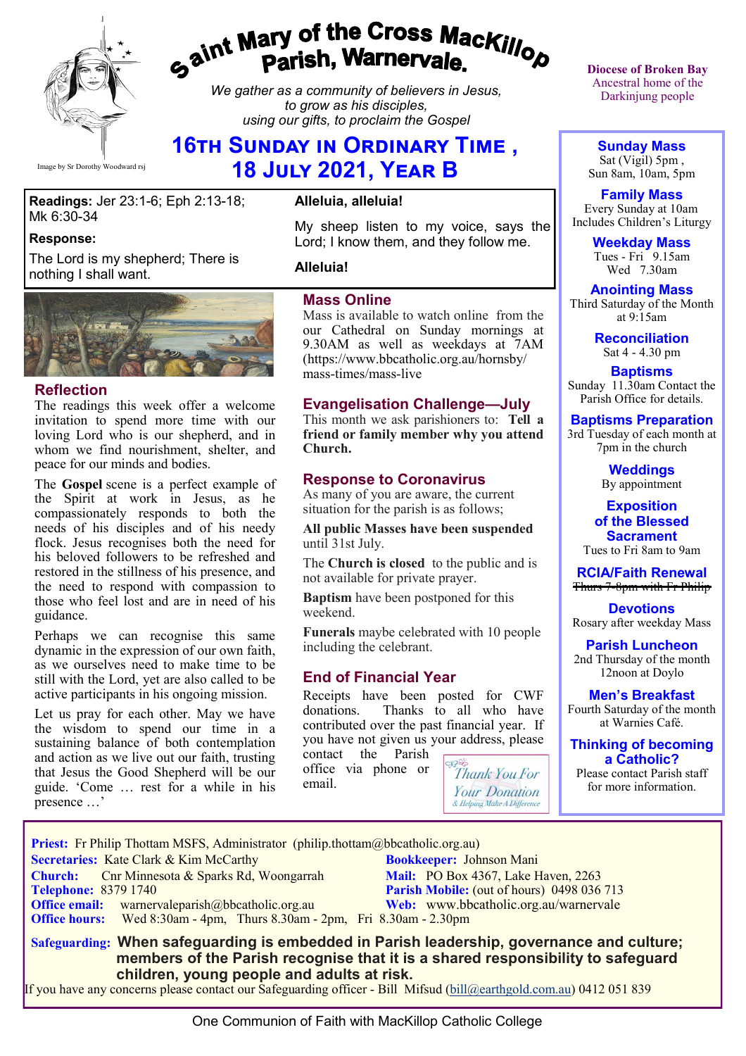# Saint Mary of the Cross MacKillop Parish, Warnervale.

*We gather as a community of believers in Jesus, to grow as his disciples, using our gifts, to proclaim the Gospel*

Image by Sr Dorothy Woodward rsj

Diocese of Broken Bay
Ancestral home of the Darkinjung people

## 16th Sunday in Ordinary Time , 18 July 2021, Year B

**Readings:** Jer 23:1-6; Eph 2:13-18; Mk 6:30-34

**Response:**

The Lord is my shepherd; There is nothing I shall want.

**Alleluia, alleluia!**

My sheep listen to my voice, says the Lord; I know them, and they follow me.

**Alleluia!**

### Reflection

The readings this week offer a welcome invitation to spend more time with our loving Lord who is our shepherd, and in whom we find nourishment, shelter, and peace for our minds and bodies.

The **Gospel** scene is a perfect example of the Spirit at work in Jesus, as he compassionately responds to both the needs of his disciples and of his needy flock. Jesus recognises both the need for his beloved followers to be refreshed and restored in the stillness of his presence, and the need to respond with compassion to those who feel lost and are in need of his guidance.

Perhaps we can recognise this same dynamic in the expression of our own faith, as we ourselves need to make time to be still with the Lord, yet are also called to be active participants in his ongoing mission.

Let us pray for each other. May we have the wisdom to spend our time in a sustaining balance of both contemplation and action as we live out our faith, trusting that Jesus the Good Shepherd will be our guide. 'Come … rest for a while in his presence …'

### Mass Online

Mass is available to watch online from the our Cathedral on Sunday mornings at 9.30AM as well as weekdays at 7AM (https://www.bbcatholic.org.au/hornsby/mass-times/mass-live

### Evangelisation Challenge—July

This month we ask parishioners to: **Tell a friend or family member why you attend Church.**

### Response to Coronavirus

As many of you are aware, the current situation for the parish is as follows;

**All public Masses have been suspended** until 31st July.

The **Church is closed** to the public and is not available for private prayer.

**Baptism** have been postponed for this weekend.

**Funerals** maybe celebrated with 10 people including the celebrant.

### End of Financial Year

Receipts have been posted for CWF donations. Thanks to all who have contributed over the past financial year. If you have not given us your address, please contact the Parish office via phone or email.

*Thank You For Your Donation — & Helping Make A Difference*

### Sunday Mass
Sat (Vigil) 5pm ,
Sun 8am, 10am, 5pm

### Family Mass
Every Sunday at 10am
Includes Children's Liturgy

### Weekday Mass
Tues - Fri 9.15am
Wed 7.30am

### Anointing Mass
Third Saturday of the Month at 9:15am

### Reconciliation
Sat 4 - 4.30 pm

### Baptisms
Sunday 11.30am Contact the Parish Office for details.

### Baptisms Preparation
3rd Tuesday of each month at 7pm in the church

### Weddings
By appointment

### Exposition of the Blessed Sacrament
Tues to Fri 8am to 9am

### RCIA/Faith Renewal
~~Thurs 7-8pm with Fr Philip~~

### Devotions
Rosary after weekday Mass

### Parish Luncheon
2nd Thursday of the month 12noon at Doylo

### Men's Breakfast
Fourth Saturday of the month at Warnies Café.

### Thinking of becoming a Catholic?
Please contact Parish staff for more information.

**Priest:** Fr Philip Thottam MSFS, Administrator (philip.thottam@bbcatholic.org.au)
**Secretaries:** Kate Clark & Kim McCarthy
**Bookkeeper:** Johnson Mani
**Church:** Cnr Minnesota & Sparks Rd, Woongarrah
**Mail:** PO Box 4367, Lake Haven, 2263
**Telephone:** 8379 1740
**Parish Mobile:** (out of hours) 0498 036 713
**Office email:** warnervaleparish@bbcatholic.org.au
**Web:** www.bbcatholic.org.au/warnervale
**Office hours:** Wed 8:30am - 4pm, Thurs 8.30am - 2pm, Fri 8.30am - 2.30pm

**Safeguarding: When safeguarding is embedded in Parish leadership, governance and culture; members of the Parish recognise that it is a shared responsibility to safeguard children, young people and adults at risk.**
If you have any concerns please contact our Safeguarding officer - Bill Mifsud (bill@earthgold.com.au) 0412 051 839

One Communion of Faith with MacKillop Catholic College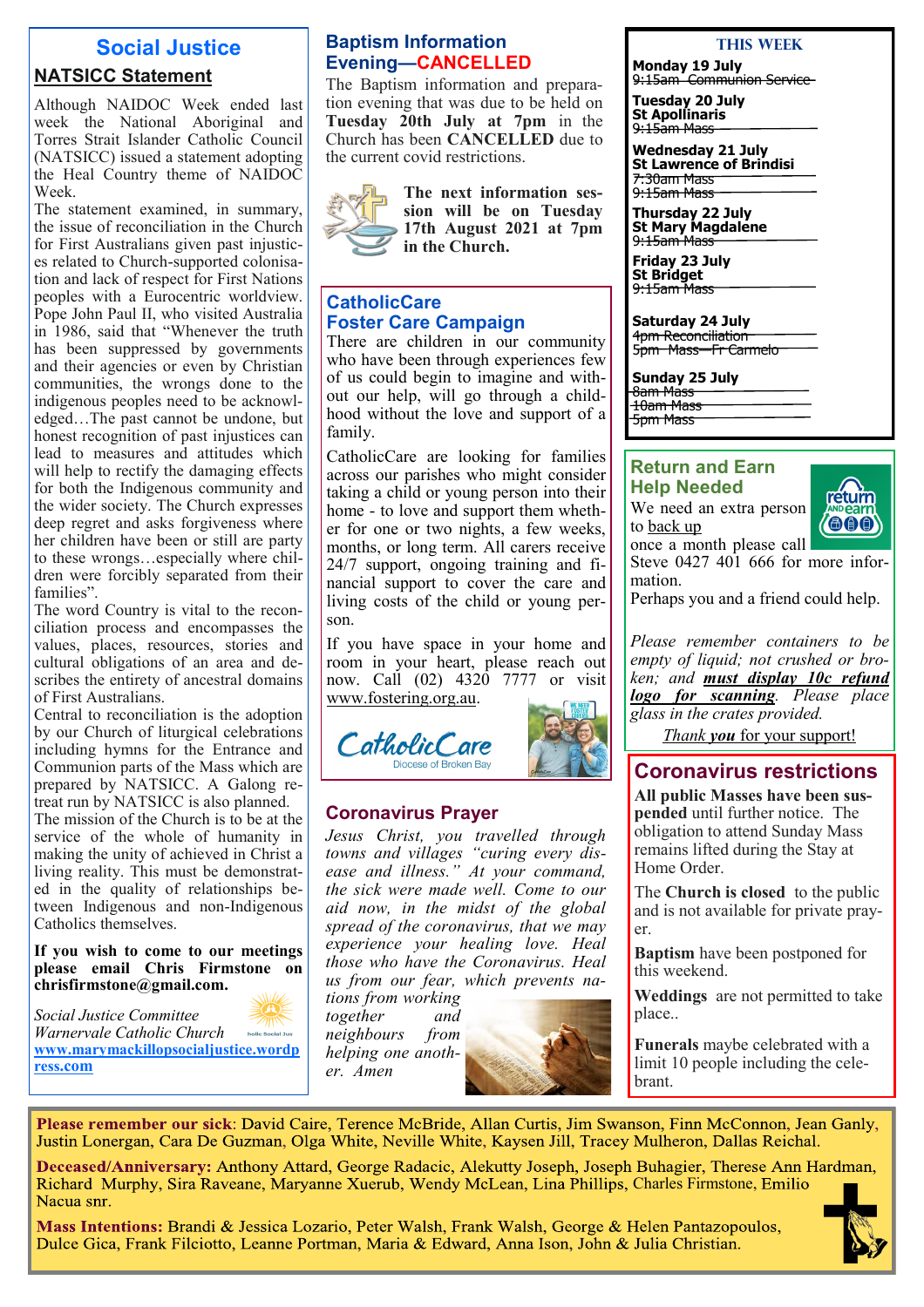# Social Justice

## NATSICC Statement

Although NAIDOC Week ended last week the National Aboriginal and Torres Strait Islander Catholic Council (NATSICC) issued a statement adopting the Heal Country theme of NAIDOC Week.

The statement examined, in summary, the issue of reconciliation in the Church for First Australians given past injustices related to Church-supported colonisation and lack of respect for First Nations peoples with a Eurocentric worldview. Pope John Paul II, who visited Australia in 1986, said that "Whenever the truth has been suppressed by governments and their agencies or even by Christian communities, the wrongs done to the indigenous peoples need to be acknowledged…The past cannot be undone, but honest recognition of past injustices can lead to measures and attitudes which will help to rectify the damaging effects for both the Indigenous community and the wider society. The Church expresses deep regret and asks forgiveness where her children have been or still are party to these wrongs…especially where children were forcibly separated from their families".

The word Country is vital to the reconciliation process and encompasses the values, places, resources, stories and cultural obligations of an area and describes the entirety of ancestral domains of First Australians.

Central to reconciliation is the adoption by our Church of liturgical celebrations including hymns for the Entrance and Communion parts of the Mass which are prepared by NATSICC. A Galong retreat run by NATSICC is also planned.

The mission of the Church is to be at the service of the whole of humanity in making the unity of achieved in Christ a living reality. This must be demonstrated in the quality of relationships between Indigenous and non-Indigenous Catholics themselves.

**If you wish to come to our meetings please email Chris Firmstone on chrisfirmstone@gmail.com.**

*Social Justice Committee*
*Warnervale Catholic Church*
www.marymackillopsocialjustice.wordpress.com

## Baptism Information Evening—CANCELLED

The Baptism information and preparation evening that was due to be held on **Tuesday 20th July at 7pm** in the Church has been **CANCELLED** due to the current covid restrictions.

**The next information session will be on Tuesday 17th August 2021 at 7pm in the Church.**

## CatholicCare Foster Care Campaign

There are children in our community who have been through experiences few of us could begin to imagine and without our help, will go through a childhood without the love and support of a family.

CatholicCare are looking for families across our parishes who might consider taking a child or young person into their home - to love and support them whether for one or two nights, a few weeks, months, or long term. All carers receive 24/7 support, ongoing training and financial support to cover the care and living costs of the child or young person.

If you have space in your home and room in your heart, please reach out now. Call (02) 4320 7777 or visit www.fostering.org.au.

CatholicCare
Diocese of Broken Bay

## Coronavirus Prayer

*Jesus Christ, you travelled through towns and villages "curing every disease and illness." At your command, the sick were made well. Come to our aid now, in the midst of the global spread of the coronavirus, that we may experience your healing love. Heal those who have the Coronavirus. Heal us from our fear, which prevents nations from working together and neighbours from helping one another. Amen*

## THIS WEEK

**Monday 19 July**
~~9:15am Communion Service~~

**Tuesday 20 July**
**St Apollinaris**
~~9:15am Mass~~

**Wednesday 21 July**
**St Lawrence of Brindisi**
~~7:30am Mass~~
~~9:15am Mass~~

**Thursday 22 July**
**St Mary Magdalene**
~~9:15am Mass~~

**Friday 23 July**
**St Bridget**
~~9:15am Mass~~

**Saturday 24 July**
~~4pm Reconciliation~~
~~5pm Mass—Fr Carmelo~~

**Sunday 25 July**
~~8am Mass~~
~~10am Mass~~
~~5pm Mass~~

## Return and Earn Help Needed

We need an extra person to back up once a month please call Steve 0427 401 666 for more information.

Perhaps you and a friend could help.

*Please remember containers to be empty of liquid; not crushed or broken; and **must display 10c refund logo for scanning**. Please place glass in the crates provided.*

*Thank **you*** for your support!

## Coronavirus restrictions

**All public Masses have been suspended** until further notice. The obligation to attend Sunday Mass remains lifted during the Stay at Home Order.

The **Church is closed** to the public and is not available for private prayer.

**Baptism** have been postponed for this weekend.

**Weddings** are not permitted to take place..

**Funerals** maybe celebrated with a limit 10 people including the celebrant.

**Please remember our sick**: David Caire, Terence McBride, Allan Curtis, Jim Swanson, Finn McConnon, Jean Ganly, Justin Lonergan, Cara De Guzman, Olga White, Neville White, Kaysen Jill, Tracey Mulheron, Dallas Reichal.

**Deceased/Anniversary:** Anthony Attard, George Radacic, Alekutty Joseph, Joseph Buhagier, Therese Ann Hardman, Richard Murphy, Sira Raveane, Maryanne Xuerub, Wendy McLean, Lina Phillips, Charles Firmstone, Emilio Nacua snr.

**Mass Intentions:** Brandi & Jessica Lozario, Peter Walsh, Frank Walsh, George & Helen Pantazopoulos, Dulce Gica, Frank Filciotto, Leanne Portman, Maria & Edward, Anna Ison, John & Julia Christian.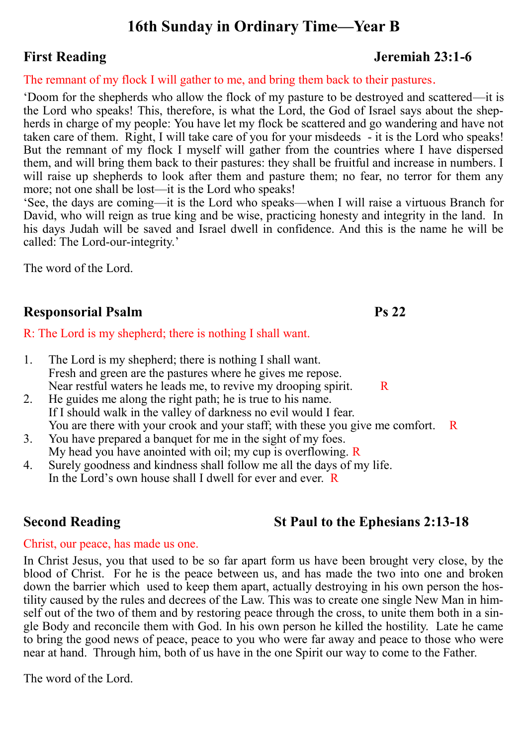# 16th Sunday in Ordinary Time—Year B

## First Reading — Jeremiah 23:1-6

The remnant of my flock I will gather to me, and bring them back to their pastures.

'Doom for the shepherds who allow the flock of my pasture to be destroyed and scattered—it is the Lord who speaks! This, therefore, is what the Lord, the God of Israel says about the shepherds in charge of my people: You have let my flock be scattered and go wandering and have not taken care of them. Right, I will take care of you for your misdeeds - it is the Lord who speaks! But the remnant of my flock I myself will gather from the countries where I have dispersed them, and will bring them back to their pastures: they shall be fruitful and increase in numbers. I will raise up shepherds to look after them and pasture them; no fear, no terror for them any more; not one shall be lost—it is the Lord who speaks!

'See, the days are coming—it is the Lord who speaks—when I will raise a virtuous Branch for David, who will reign as true king and be wise, practicing honesty and integrity in the land. In his days Judah will be saved and Israel dwell in confidence. And this is the name he will be called: The Lord-our-integrity.'

The word of the Lord.

## Responsorial Psalm — Ps 22

R: The Lord is my shepherd; there is nothing I shall want.

1. The Lord is my shepherd; there is nothing I shall want.
   Fresh and green are the pastures where he gives me repose.
   Near restful waters he leads me, to revive my drooping spirit. R
2. He guides me along the right path; he is true to his name.
   If I should walk in the valley of darkness no evil would I fear.
   You are there with your crook and your staff; with these you give me comfort. R
3. You have prepared a banquet for me in the sight of my foes.
   My head you have anointed with oil; my cup is overflowing. R
4. Surely goodness and kindness shall follow me all the days of my life.
   In the Lord's own house shall I dwell for ever and ever. R

## Second Reading — St Paul to the Ephesians 2:13-18

Christ, our peace, has made us one.

In Christ Jesus, you that used to be so far apart form us have been brought very close, by the blood of Christ. For he is the peace between us, and has made the two into one and broken down the barrier which used to keep them apart, actually destroying in his own person the hostility caused by the rules and decrees of the Law. This was to create one single New Man in himself out of the two of them and by restoring peace through the cross, to unite them both in a single Body and reconcile them with God. In his own person he killed the hostility. Late he came to bring the good news of peace, peace to you who were far away and peace to those who were near at hand. Through him, both of us have in the one Spirit our way to come to the Father.

The word of the Lord.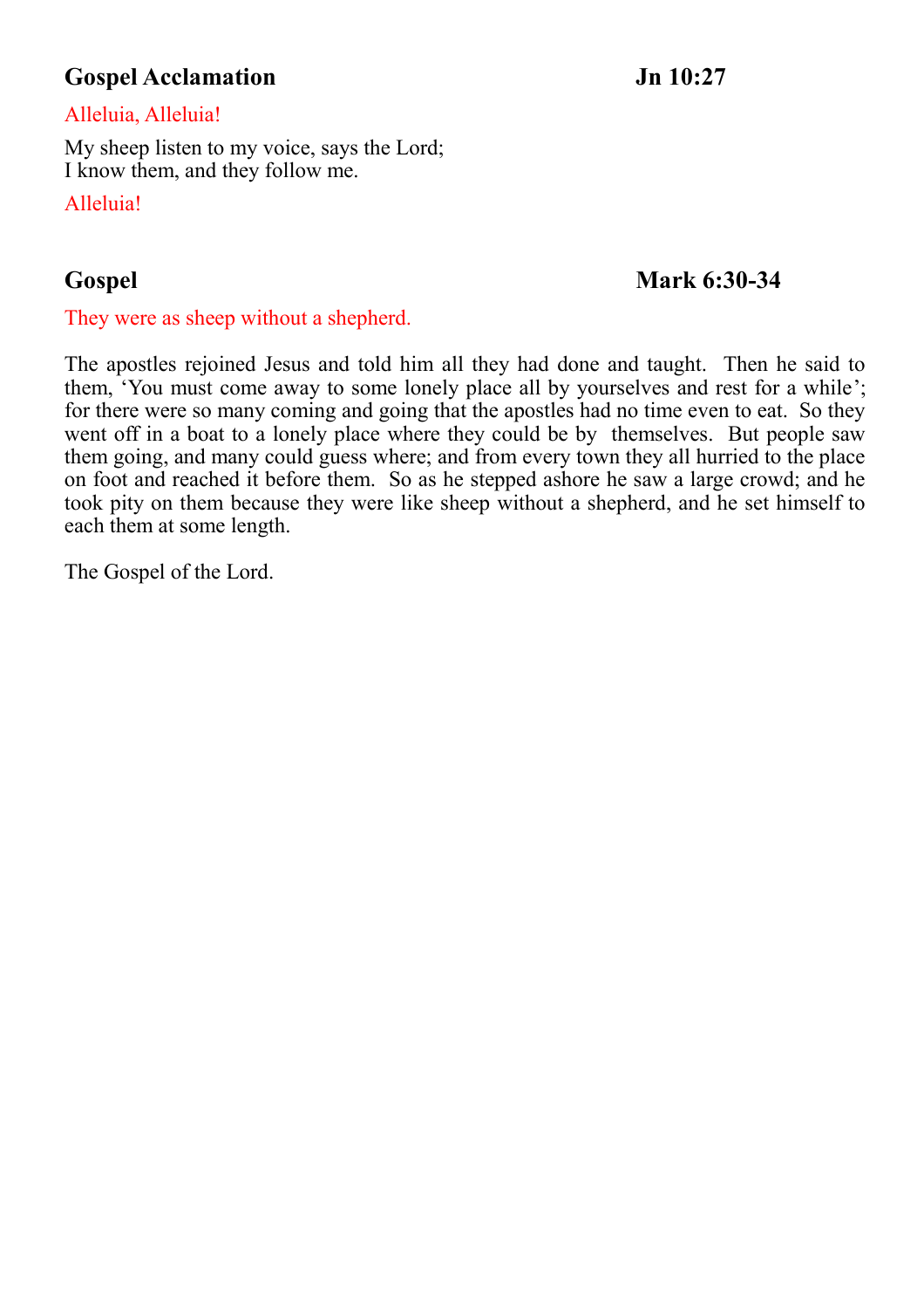## Gospel Acclamation Jn 10:27

Alleluia, Alleluia!

My sheep listen to my voice, says the Lord;
I know them, and they follow me.

Alleluia!

## Gospel Mark 6:30-34

They were as sheep without a shepherd.

The apostles rejoined Jesus and told him all they had done and taught. Then he said to them, 'You must come away to some lonely place all by yourselves and rest for a while'; for there were so many coming and going that the apostles had no time even to eat. So they went off in a boat to a lonely place where they could be by themselves. But people saw them going, and many could guess where; and from every town they all hurried to the place on foot and reached it before them. So as he stepped ashore he saw a large crowd; and he took pity on them because they were like sheep without a shepherd, and he set himself to each them at some length.

The Gospel of the Lord.